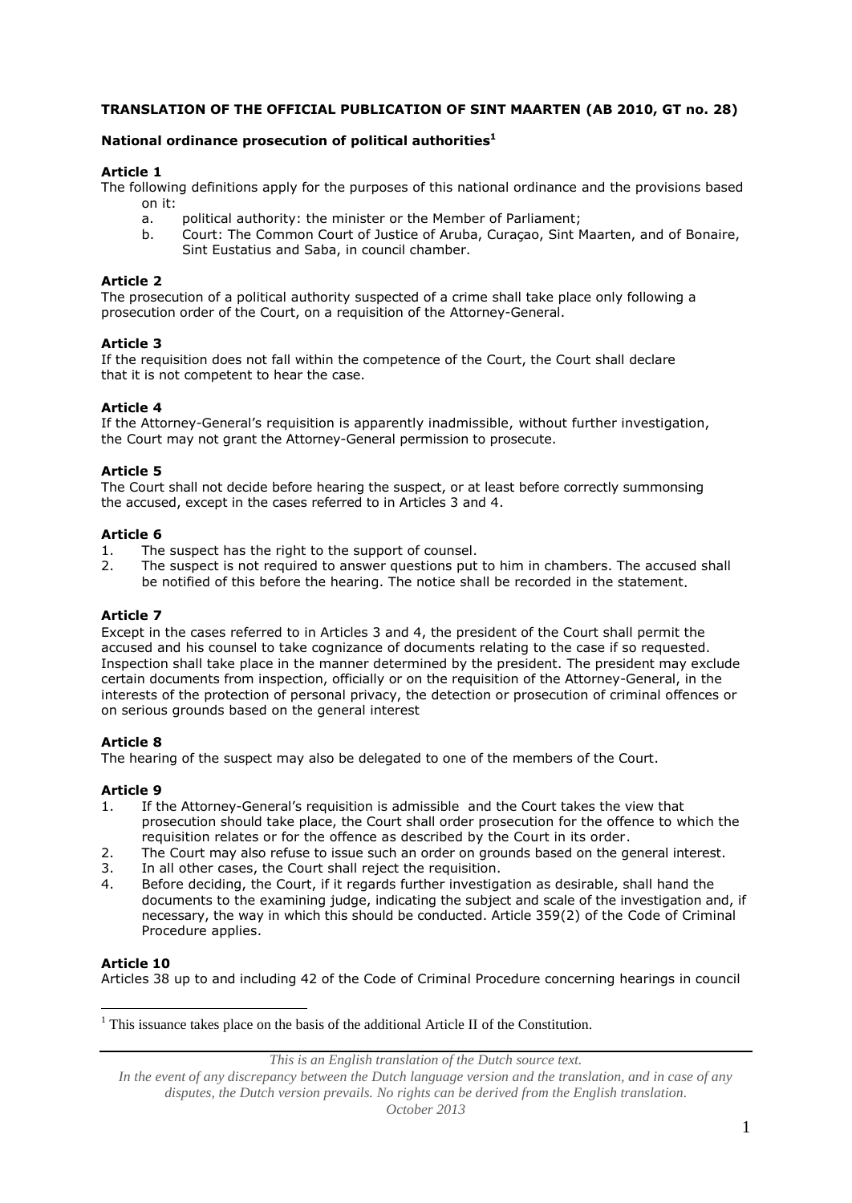**TRANSLATION OF THE OFFICIAL PUBLICATION OF SINT MAARTEN (AB 2010, GT no. 28)**

**National ordinance prosecution of political authorities[1]**

**Article 1**

The following definitions apply for the purposes of this national ordinance and the provisions based on it:

a. political authority: the minister or the Member of Parliament;
b. Court: The Common Court of Justice of Aruba, Curaçao, Sint Maarten, and of Bonaire, Sint Eustatius and Saba, in council chamber.

**Article 2**

The prosecution of a political authority suspected of a crime shall take place only following a prosecution order of the Court, on a requisition of the Attorney-General.

**Article 3**

If the requisition does not fall within the competence of the Court, the Court shall declare that it is not competent to hear the case.

**Article 4**

If the Attorney-General's requisition is apparently inadmissible, without further investigation, the Court may not grant the Attorney-General permission to prosecute.

**Article 5**

The Court shall not decide before hearing the suspect, or at least before correctly summonsing the accused, except in the cases referred to in Articles 3 and 4.

**Article 6**

1. The suspect has the right to the support of counsel.
2. The suspect is not required to answer questions put to him in chambers. The accused shall be notified of this before the hearing. The notice shall be recorded in the statement.

**Article 7**

Except in the cases referred to in Articles 3 and 4, the president of the Court shall permit the accused and his counsel to take cognizance of documents relating to the case if so requested. Inspection shall take place in the manner determined by the president. The president may exclude certain documents from inspection, officially or on the requisition of the Attorney-General, in the interests of the protection of personal privacy, the detection or prosecution of criminal offences or on serious grounds based on the general interest

**Article 8**

The hearing of the suspect may also be delegated to one of the members of the Court.

**Article 9**

1. If the Attorney-General's requisition is admissible and the Court takes the view that prosecution should take place, the Court shall order prosecution for the offence to which the requisition relates or for the offence as described by the Court in its order.
2. The Court may also refuse to issue such an order on grounds based on the general interest.
3. In all other cases, the Court shall reject the requisition.
4. Before deciding, the Court, if it regards further investigation as desirable, shall hand the documents to the examining judge, indicating the subject and scale of the investigation and, if necessary, the way in which this should be conducted. Article 359(2) of the Code of Criminal Procedure applies.

**Article 10**

Articles 38 up to and including 42 of the Code of Criminal Procedure concerning hearings in council

[1] This issuance takes place on the basis of the additional Article II of the Constitution.

*This is an English translation of the Dutch source text.*

*In the event of any discrepancy between the Dutch language version and the translation, and in case of any disputes, the Dutch version prevails. No rights can be derived from the English translation.*

*October 2013*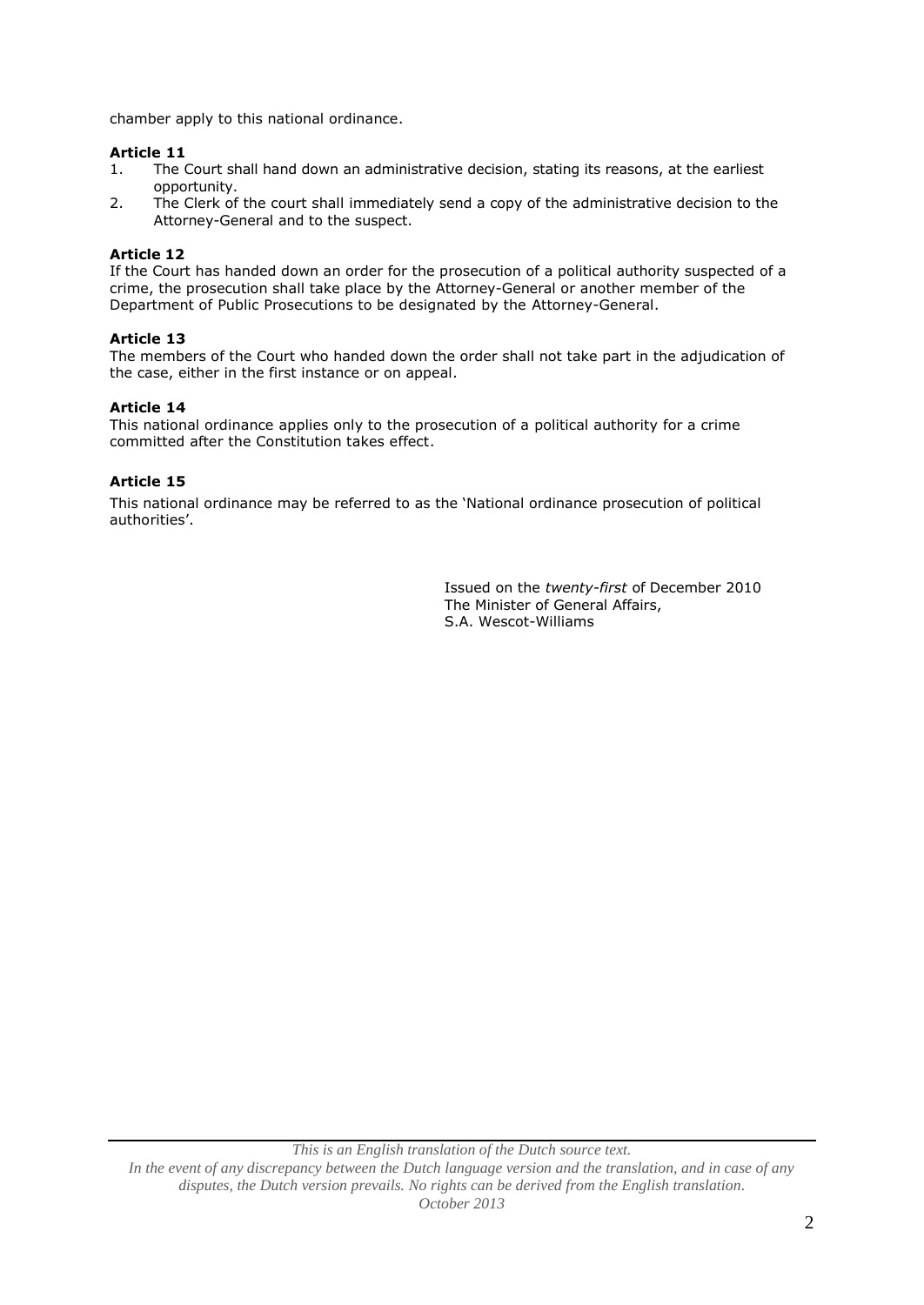chamber apply to this national ordinance.

**Article 11**

1. The Court shall hand down an administrative decision, stating its reasons, at the earliest opportunity.
2. The Clerk of the court shall immediately send a copy of the administrative decision to the Attorney-General and to the suspect.

**Article 12**

If the Court has handed down an order for the prosecution of a political authority suspected of a crime, the prosecution shall take place by the Attorney-General or another member of the Department of Public Prosecutions to be designated by the Attorney-General.

**Article 13**

The members of the Court who handed down the order shall not take part in the adjudication of the case, either in the first instance or on appeal.

**Article 14**

This national ordinance applies only to the prosecution of a political authority for a crime committed after the Constitution takes effect.

**Article 15**

This national ordinance may be referred to as the 'National ordinance prosecution of political authorities'.

Issued on the *twenty-first* of December 2010
The Minister of General Affairs,
S.A. Wescot-Williams

*This is an English translation of the Dutch source text.*
*In the event of any discrepancy between the Dutch language version and the translation, and in case of any disputes, the Dutch version prevails. No rights can be derived from the English translation.*
*October 2013*